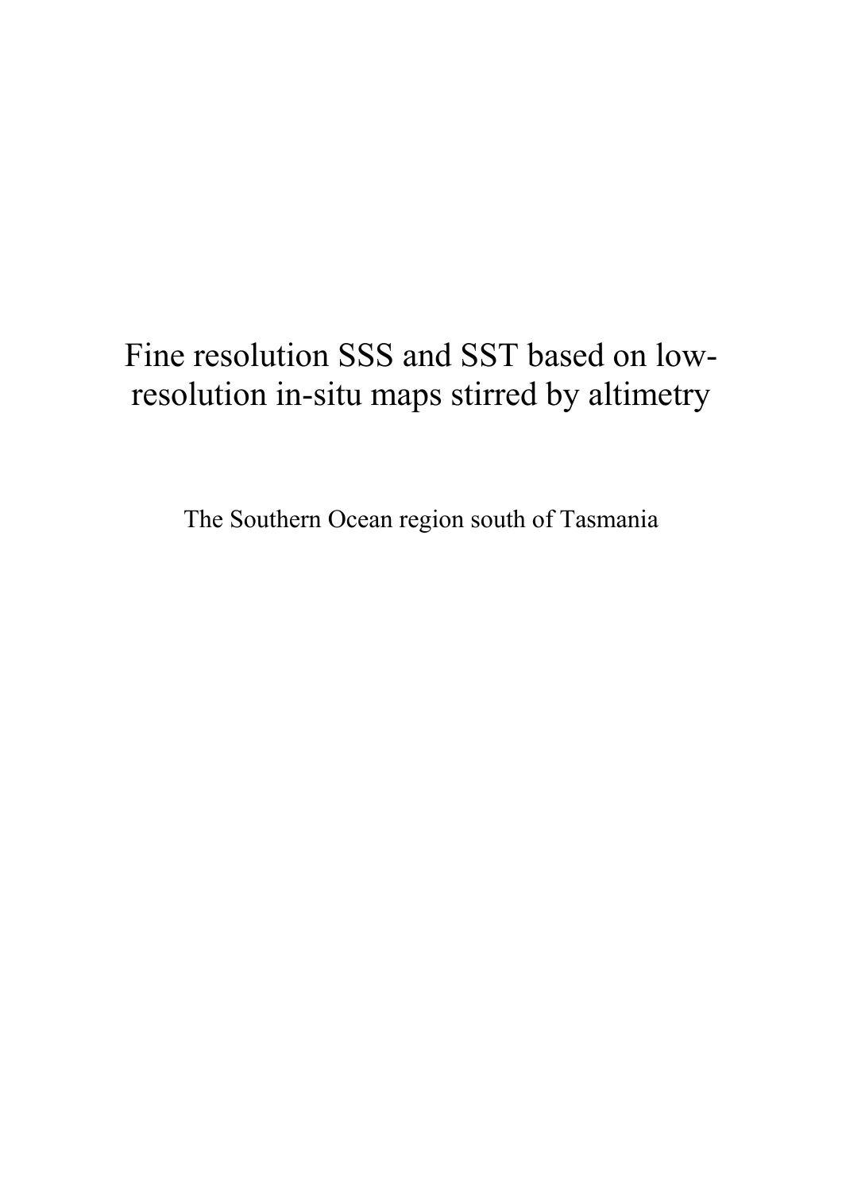# Fine resolution SSS and SST based on low-resolution in-situ maps stirred by altimetry

The Southern Ocean region south of Tasmania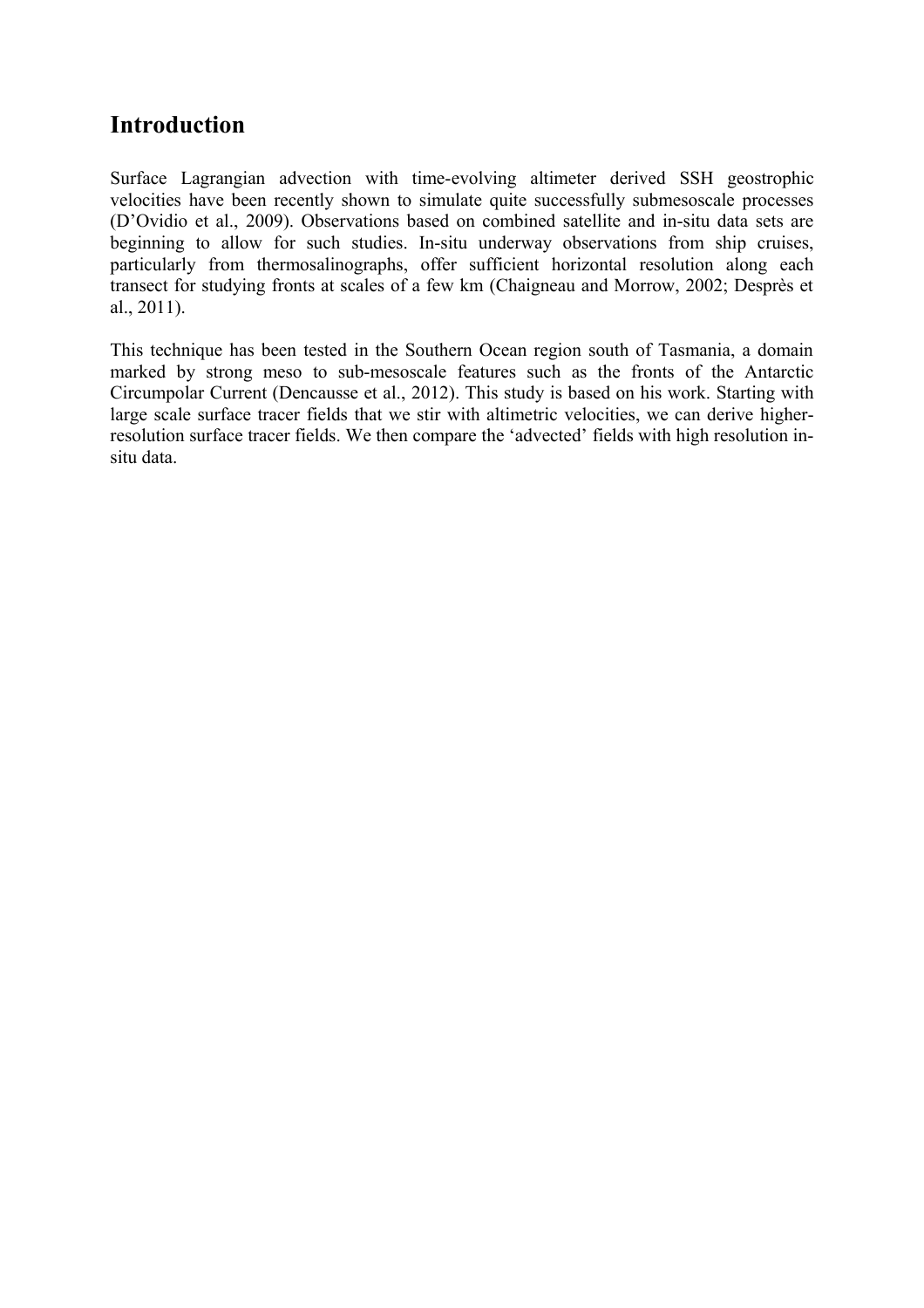## Introduction

Surface Lagrangian advection with time-evolving altimeter derived SSH geostrophic velocities have been recently shown to simulate quite successfully submesoscale processes (D'Ovidio et al., 2009). Observations based on combined satellite and in-situ data sets are beginning to allow for such studies. In-situ underway observations from ship cruises, particularly from thermosalinographs, offer sufficient horizontal resolution along each transect for studying fronts at scales of a few km (Chaigneau and Morrow, 2002; Desprès et al., 2011).

This technique has been tested in the Southern Ocean region south of Tasmania, a domain marked by strong meso to sub-mesoscale features such as the fronts of the Antarctic Circumpolar Current (Dencausse et al., 2012). This study is based on his work. Starting with large scale surface tracer fields that we stir with altimetric velocities, we can derive higher-resolution surface tracer fields. We then compare the 'advected' fields with high resolution in-situ data.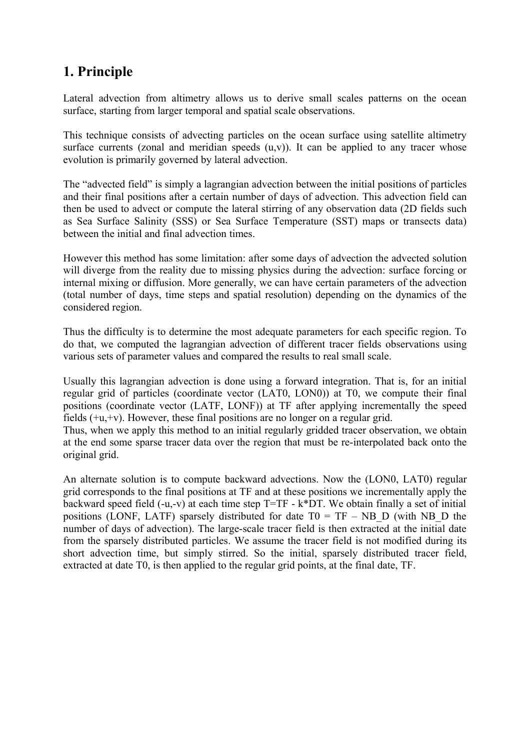# 1. Principle

Lateral advection from altimetry allows us to derive small scales patterns on the ocean surface, starting from larger temporal and spatial scale observations.

This technique consists of advecting particles on the ocean surface using satellite altimetry surface currents (zonal and meridian speeds (u,v)). It can be applied to any tracer whose evolution is primarily governed by lateral advection.

The "advected field" is simply a lagrangian advection between the initial positions of particles and their final positions after a certain number of days of advection. This advection field can then be used to advect or compute the lateral stirring of any observation data (2D fields such as Sea Surface Salinity (SSS) or Sea Surface Temperature (SST) maps or transects data) between the initial and final advection times.

However this method has some limitation: after some days of advection the advected solution will diverge from the reality due to missing physics during the advection: surface forcing or internal mixing or diffusion. More generally, we can have certain parameters of the advection (total number of days, time steps and spatial resolution) depending on the dynamics of the considered region.

Thus the difficulty is to determine the most adequate parameters for each specific region. To do that, we computed the lagrangian advection of different tracer fields observations using various sets of parameter values and compared the results to real small scale.

Usually this lagrangian advection is done using a forward integration. That is, for an initial regular grid of particles (coordinate vector (LAT0, LON0)) at T0, we compute their final positions (coordinate vector (LATF, LONF)) at TF after applying incrementally the speed fields (+u,+v). However, these final positions are no longer on a regular grid.
Thus, when we apply this method to an initial regularly gridded tracer observation, we obtain at the end some sparse tracer data over the region that must be re-interpolated back onto the original grid.

An alternate solution is to compute backward advections. Now the (LON0, LAT0) regular grid corresponds to the final positions at TF and at these positions we incrementally apply the backward speed field (-u,-v) at each time step T=TF - k*DT. We obtain finally a set of initial positions (LONF, LATF) sparsely distributed for date T0 = TF – NB_D (with NB_D the number of days of advection). The large-scale tracer field is then extracted at the initial date from the sparsely distributed particles. We assume the tracer field is not modified during its short advection time, but simply stirred. So the initial, sparsely distributed tracer field, extracted at date T0, is then applied to the regular grid points, at the final date, TF.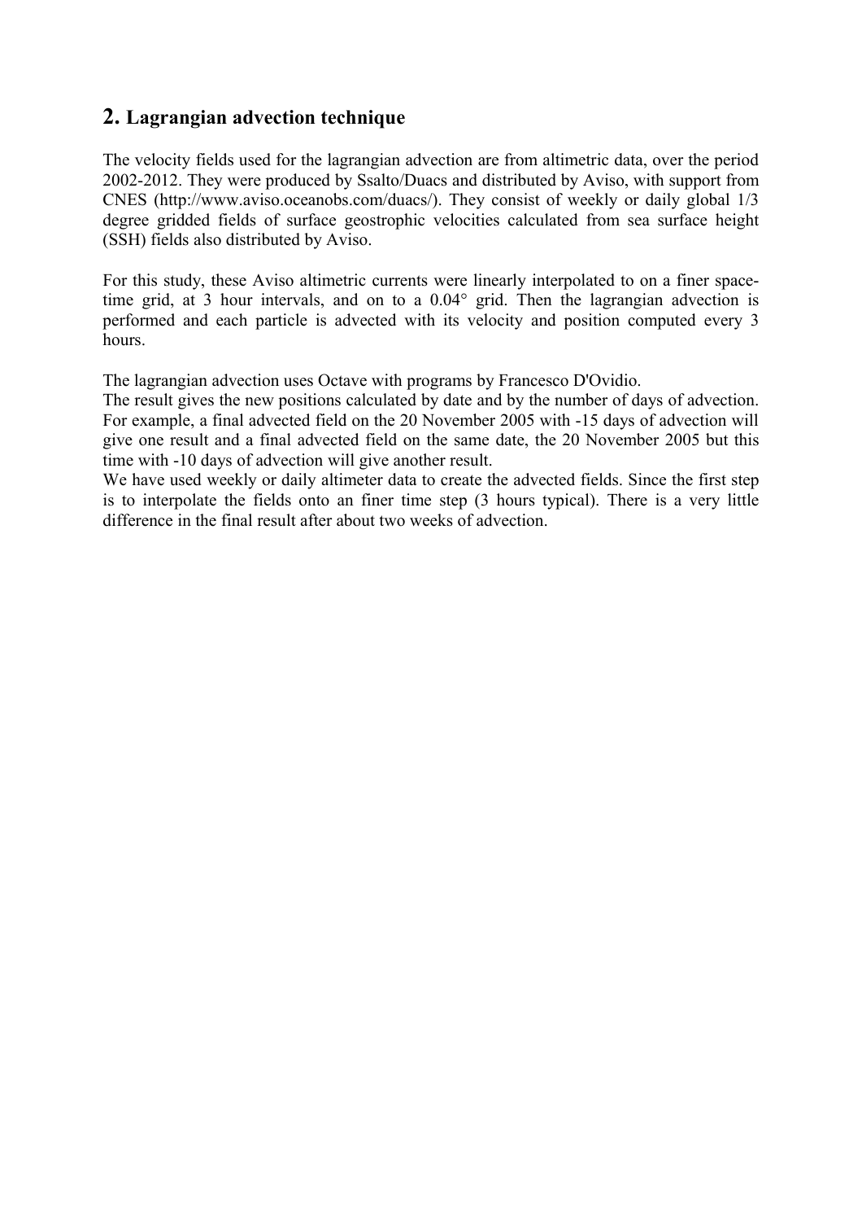## 2. Lagrangian advection technique

The velocity fields used for the lagrangian advection are from altimetric data, over the period 2002-2012. They were produced by Ssalto/Duacs and distributed by Aviso, with support from CNES (http://www.aviso.oceanobs.com/duacs/). They consist of weekly or daily global 1/3 degree gridded fields of surface geostrophic velocities calculated from sea surface height (SSH) fields also distributed by Aviso.

For this study, these Aviso altimetric currents were linearly interpolated to on a finer space-time grid, at 3 hour intervals, and on to a 0.04° grid. Then the lagrangian advection is performed and each particle is advected with its velocity and position computed every 3 hours.

The lagrangian advection uses Octave with programs by Francesco D'Ovidio.
The result gives the new positions calculated by date and by the number of days of advection. For example, a final advected field on the 20 November 2005 with -15 days of advection will give one result and a final advected field on the same date, the 20 November 2005 but this time with -10 days of advection will give another result.
We have used weekly or daily altimeter data to create the advected fields. Since the first step is to interpolate the fields onto an finer time step (3 hours typical). There is a very little difference in the final result after about two weeks of advection.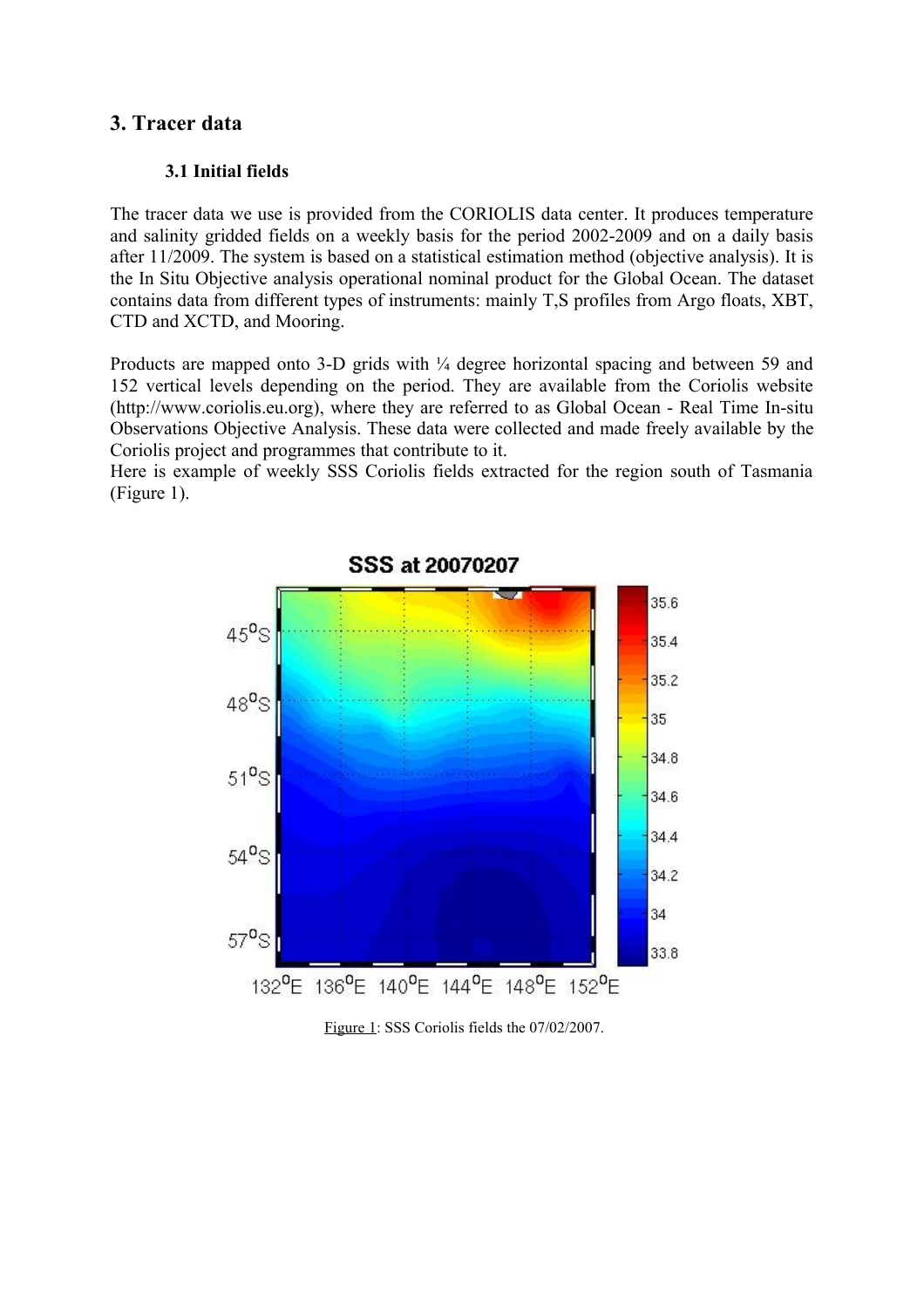## 3. Tracer data

### 3.1 Initial fields

The tracer data we use is provided from the CORIOLIS data center. It produces temperature and salinity gridded fields on a weekly basis for the period 2002-2009 and on a daily basis after 11/2009. The system is based on a statistical estimation method (objective analysis). It is the In Situ Objective analysis operational nominal product for the Global Ocean. The dataset contains data from different types of instruments: mainly T,S profiles from Argo floats, XBT, CTD and XCTD, and Mooring.

Products are mapped onto 3-D grids with ¼ degree horizontal spacing and between 59 and 152 vertical levels depending on the period. They are available from the Coriolis website (http://www.coriolis.eu.org), where they are referred to as Global Ocean - Real Time In-situ Observations Objective Analysis. These data were collected and made freely available by the Coriolis project and programmes that contribute to it.
Here is example of weekly SSS Coriolis fields extracted for the region south of Tasmania (Figure 1).

Figure 1: SSS Coriolis fields the 07/02/2007.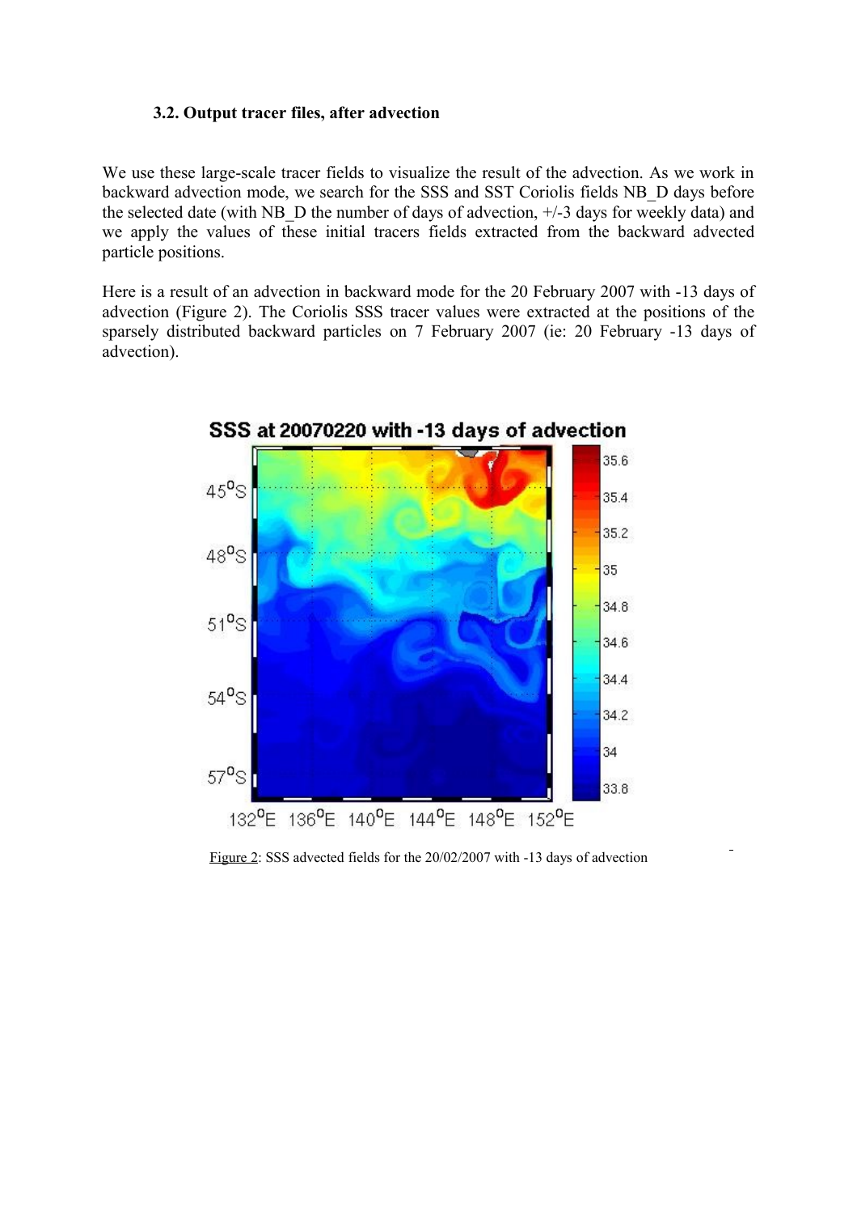### 3.2. Output tracer files, after advection

We use these large-scale tracer fields to visualize the result of the advection. As we work in backward advection mode, we search for the SSS and SST Coriolis fields NB_D days before the selected date (with NB_D the number of days of advection, +/-3 days for weekly data) and we apply the values of these initial tracers fields extracted from the backward advected particle positions.

Here is a result of an advection in backward mode for the 20 February 2007 with -13 days of advection (Figure 2). The Coriolis SSS tracer values were extracted at the positions of the sparsely distributed backward particles on 7 February 2007 (ie: 20 February -13 days of advection).

Figure 2: SSS advected fields for the 20/02/2007 with -13 days of advection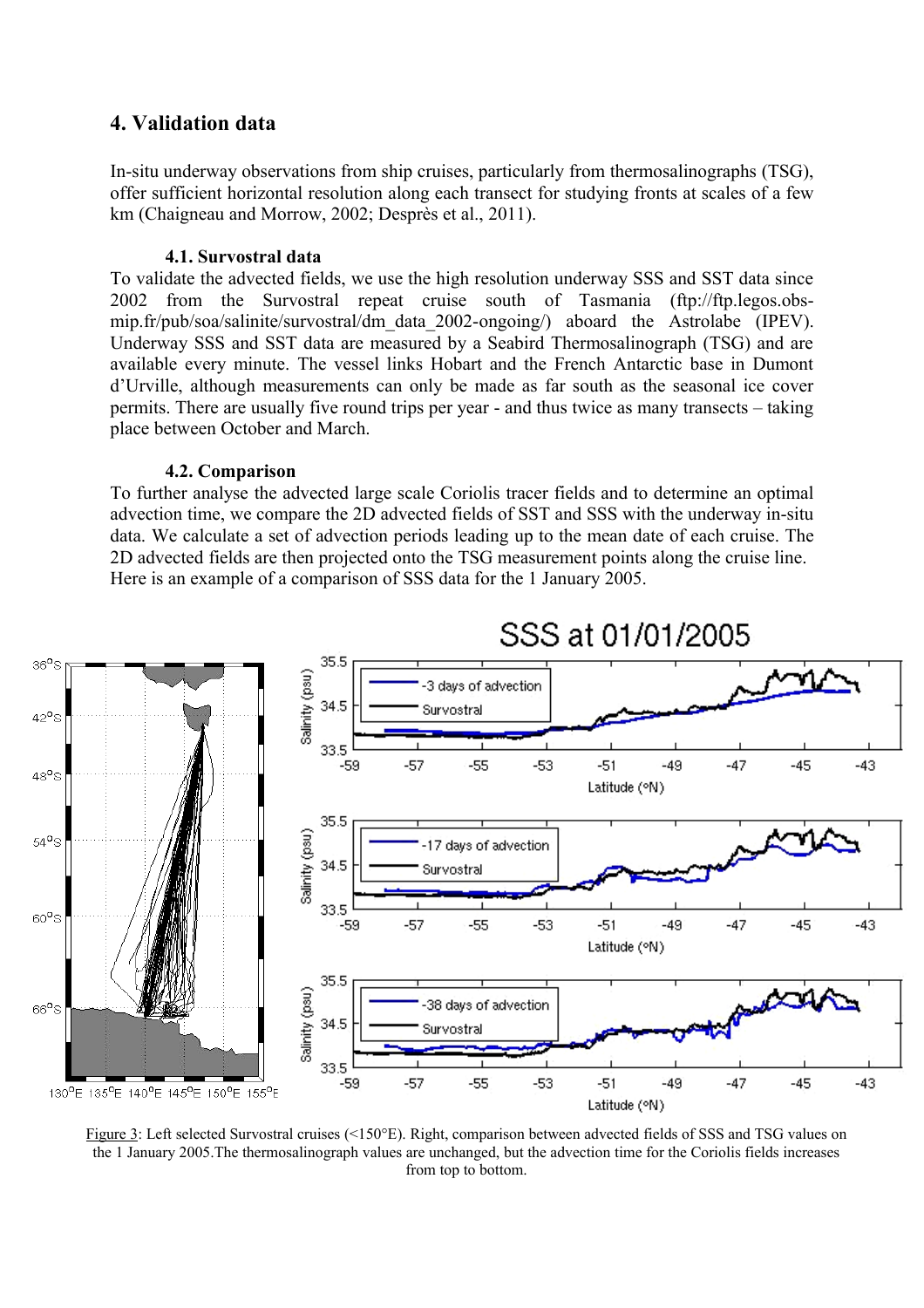## 4. Validation data

In-situ underway observations from ship cruises, particularly from thermosalinographs (TSG), offer sufficient horizontal resolution along each transect for studying fronts at scales of a few km (Chaigneau and Morrow, 2002; Desprès et al., 2011).

### 4.1. Survostral data

To validate the advected fields, we use the high resolution underway SSS and SST data since 2002 from the Survostral repeat cruise south of Tasmania (ftp://ftp.legos.obs-mip.fr/pub/soa/salinite/survostral/dm_data_2002-ongoing/) aboard the Astrolabe (IPEV). Underway SSS and SST data are measured by a Seabird Thermosalinograph (TSG) and are available every minute. The vessel links Hobart and the French Antarctic base in Dumont d'Urville, although measurements can only be made as far south as the seasonal ice cover permits. There are usually five round trips per year - and thus twice as many transects – taking place between October and March.

### 4.2. Comparison

To further analyse the advected large scale Coriolis tracer fields and to determine an optimal advection time, we compare the 2D advected fields of SST and SSS with the underway in-situ data. We calculate a set of advection periods leading up to the mean date of each cruise. The 2D advected fields are then projected onto the TSG measurement points along the cruise line. Here is an example of a comparison of SSS data for the 1 January 2005.

Figure 3: Left selected Survostral cruises (<150°E). Right, comparison between advected fields of SSS and TSG values on the 1 January 2005.The thermosalinograph values are unchanged, but the advection time for the Coriolis fields increases from top to bottom.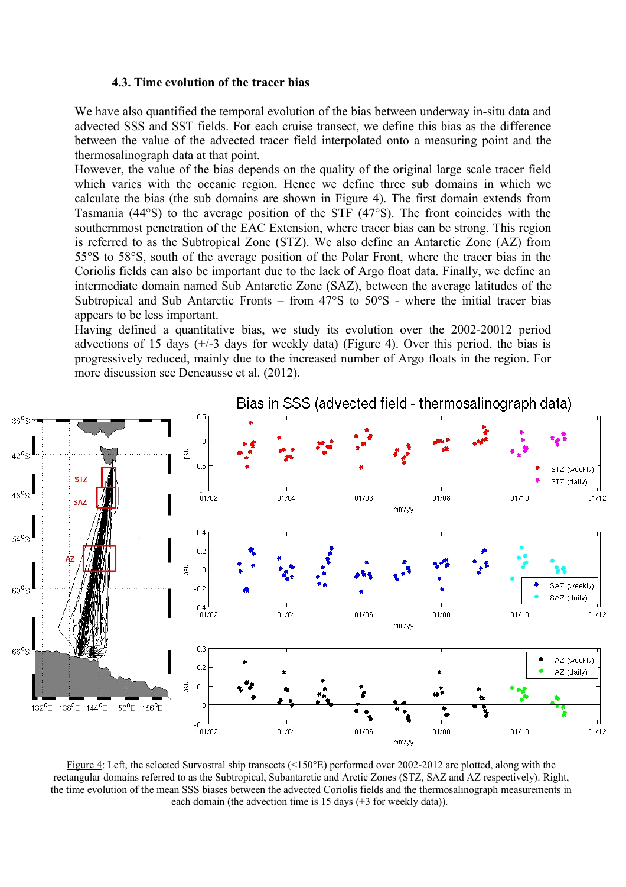### 4.3. Time evolution of the tracer bias

We have also quantified the temporal evolution of the bias between underway in-situ data and advected SSS and SST fields. For each cruise transect, we define this bias as the difference between the value of the advected tracer field interpolated onto a measuring point and the thermosalinograph data at that point.

However, the value of the bias depends on the quality of the original large scale tracer field which varies with the oceanic region. Hence we define three sub domains in which we calculate the bias (the sub domains are shown in Figure 4). The first domain extends from Tasmania (44°S) to the average position of the STF (47°S). The front coincides with the southernmost penetration of the EAC Extension, where tracer bias can be strong. This region is referred to as the Subtropical Zone (STZ). We also define an Antarctic Zone (AZ) from 55°S to 58°S, south of the average position of the Polar Front, where the tracer bias in the Coriolis fields can also be important due to the lack of Argo float data. Finally, we define an intermediate domain named Sub Antarctic Zone (SAZ), between the average latitudes of the Subtropical and Sub Antarctic Fronts – from 47°S to 50°S - where the initial tracer bias appears to be less important.

Having defined a quantitative bias, we study its evolution over the 2002-20012 period advections of 15 days (+/-3 days for weekly data) (Figure 4). Over this period, the bias is progressively reduced, mainly due to the increased number of Argo floats in the region. For more discussion see Dencausse et al. (2012).

Figure 4: Left, the selected Survostral ship transects (<150°E) performed over 2002-2012 are plotted, along with the rectangular domains referred to as the Subtropical, Subantarctic and Arctic Zones (STZ, SAZ and AZ respectively). Right, the time evolution of the mean SSS biases between the advected Coriolis fields and the thermosalinograph measurements in each domain (the advection time is 15 days (±3 for weekly data)).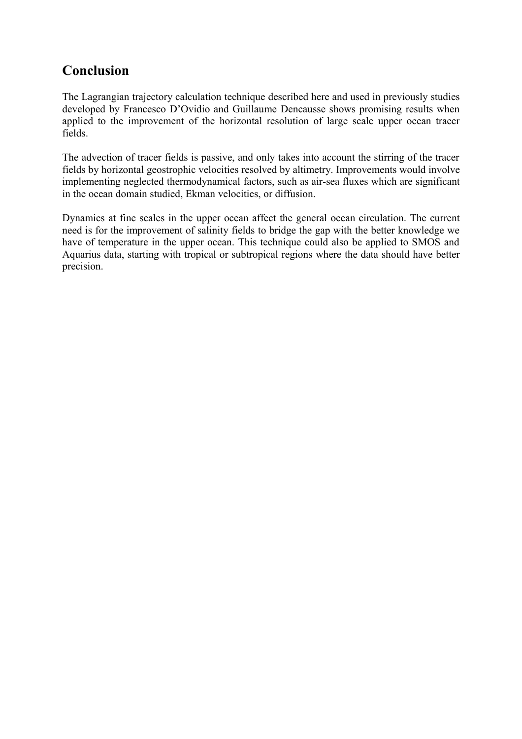## Conclusion

The Lagrangian trajectory calculation technique described here and used in previously studies developed by Francesco D'Ovidio and Guillaume Dencausse shows promising results when applied to the improvement of the horizontal resolution of large scale upper ocean tracer fields.

The advection of tracer fields is passive, and only takes into account the stirring of the tracer fields by horizontal geostrophic velocities resolved by altimetry. Improvements would involve implementing neglected thermodynamical factors, such as air-sea fluxes which are significant in the ocean domain studied, Ekman velocities, or diffusion.

Dynamics at fine scales in the upper ocean affect the general ocean circulation. The current need is for the improvement of salinity fields to bridge the gap with the better knowledge we have of temperature in the upper ocean. This technique could also be applied to SMOS and Aquarius data, starting with tropical or subtropical regions where the data should have better precision.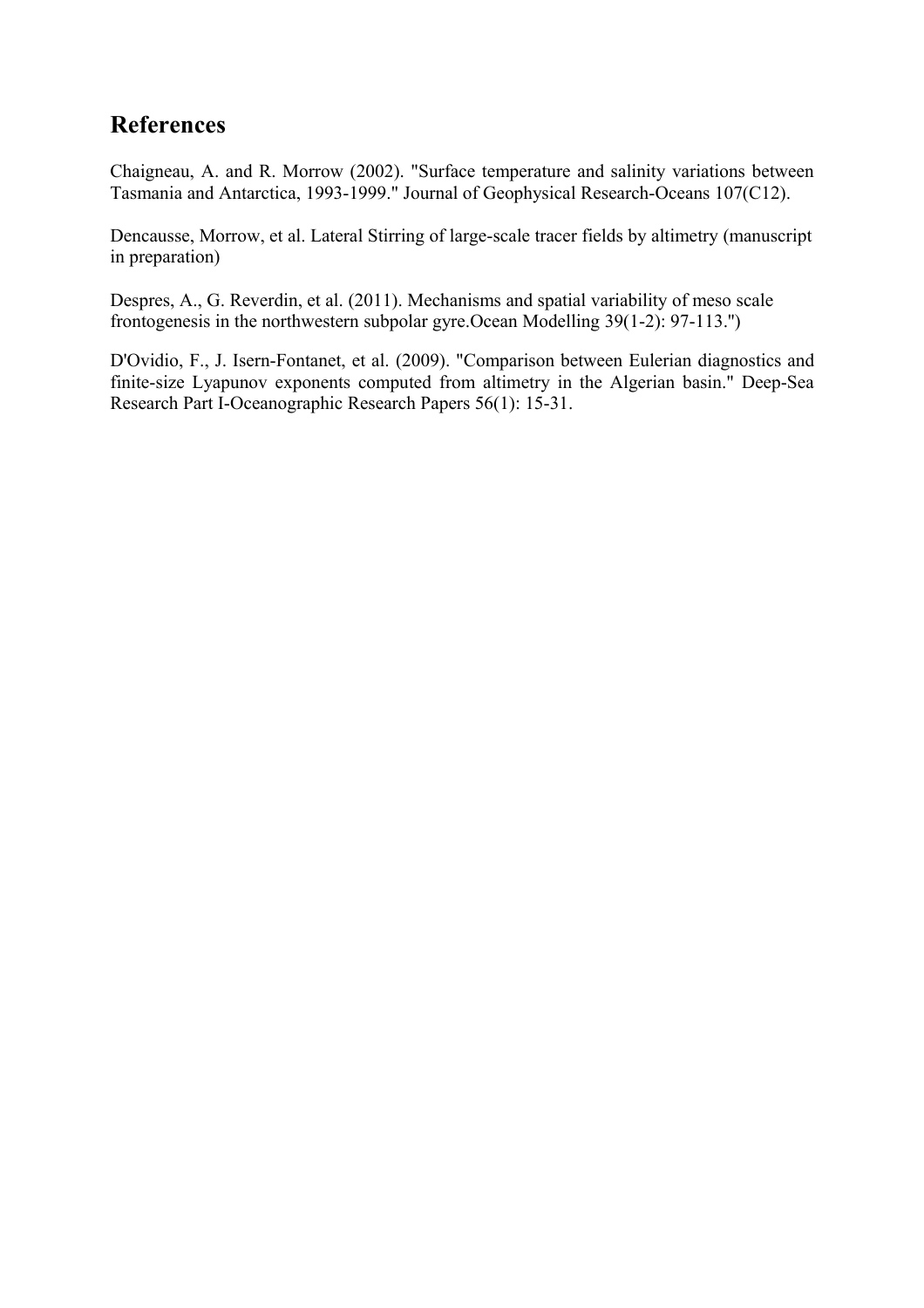## References

Chaigneau, A. and R. Morrow (2002). "Surface temperature and salinity variations between Tasmania and Antarctica, 1993-1999." Journal of Geophysical Research-Oceans 107(C12).

Dencausse, Morrow, et al. Lateral Stirring of large-scale tracer fields by altimetry (manuscript in preparation)

Despres, A., G. Reverdin, et al. (2011). Mechanisms and spatial variability of meso scale frontogenesis in the northwestern subpolar gyre.Ocean Modelling 39(1-2): 97-113.")

D'Ovidio, F., J. Isern-Fontanet, et al. (2009). "Comparison between Eulerian diagnostics and finite-size Lyapunov exponents computed from altimetry in the Algerian basin." Deep-Sea Research Part I-Oceanographic Research Papers 56(1): 15-31.